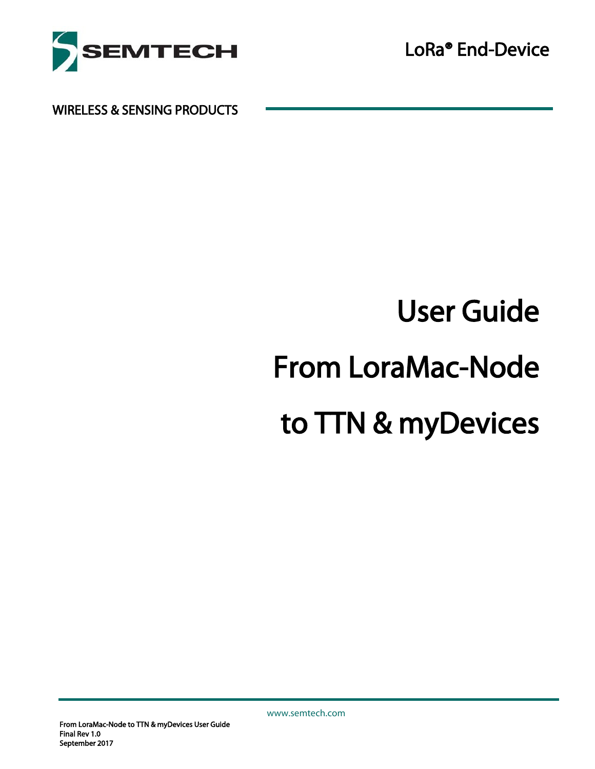SEMTECH

LoRa® End-Device

WIRELESS & SENSING PRODUCTS

# User Guide

# From LoraMac-Node to TTN & myDevices

www.semtech.com

From LoraMac-Node to TTN & myDevices User Guide
Final Rev 1.0
September 2017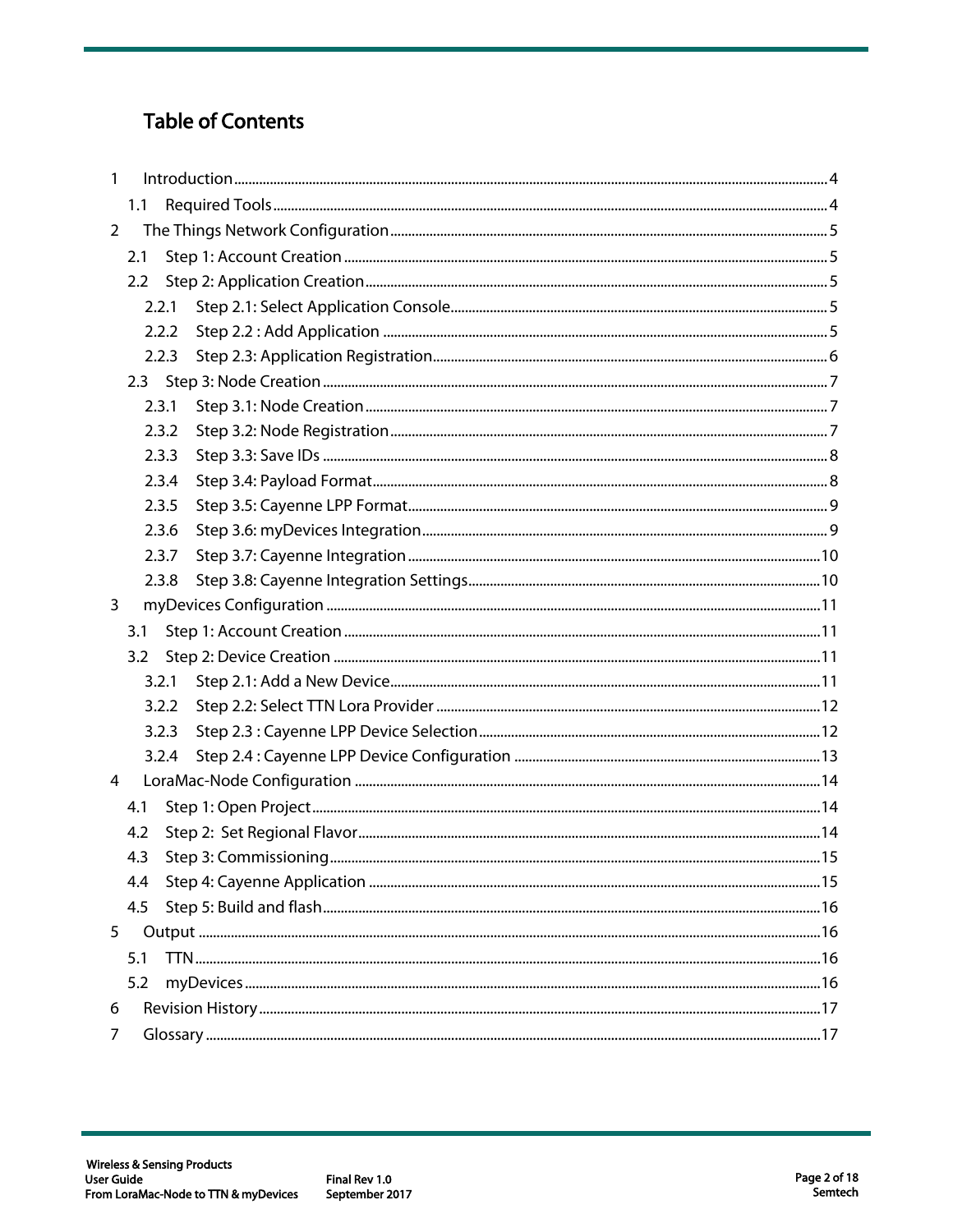# Table of Contents

1 Introduction....4
 1.1 Required Tools....4
2 The Things Network Configuration....5
 2.1 Step 1: Account Creation....5
 2.2 Step 2: Application Creation....5
  2.2.1 Step 2.1: Select Application Console....5
  2.2.2 Step 2.2 : Add Application....5
  2.2.3 Step 2.3: Application Registration....6
 2.3 Step 3: Node Creation....7
  2.3.1 Step 3.1: Node Creation....7
  2.3.2 Step 3.2: Node Registration....7
  2.3.3 Step 3.3: Save IDs....8
  2.3.4 Step 3.4: Payload Format....8
  2.3.5 Step 3.5: Cayenne LPP Format....9
  2.3.6 Step 3.6: myDevices Integration....9
  2.3.7 Step 3.7: Cayenne Integration....10
  2.3.8 Step 3.8: Cayenne Integration Settings....10
3 myDevices Configuration....11
 3.1 Step 1: Account Creation....11
 3.2 Step 2: Device Creation....11
  3.2.1 Step 2.1: Add a New Device....11
  3.2.2 Step 2.2: Select TTN Lora Provider....12
  3.2.3 Step 2.3 : Cayenne LPP Device Selection....12
  3.2.4 Step 2.4 : Cayenne LPP Device Configuration....13
4 LoraMac-Node Configuration....14
 4.1 Step 1: Open Project....14
 4.2 Step 2: Set Regional Flavor....14
 4.3 Step 3: Commissioning....15
 4.4 Step 4: Cayenne Application....15
 4.5 Step 5: Build and flash....16
5 Output....16
 5.1 TTN....16
 5.2 myDevices....16
6 Revision History....17
7 Glossary....17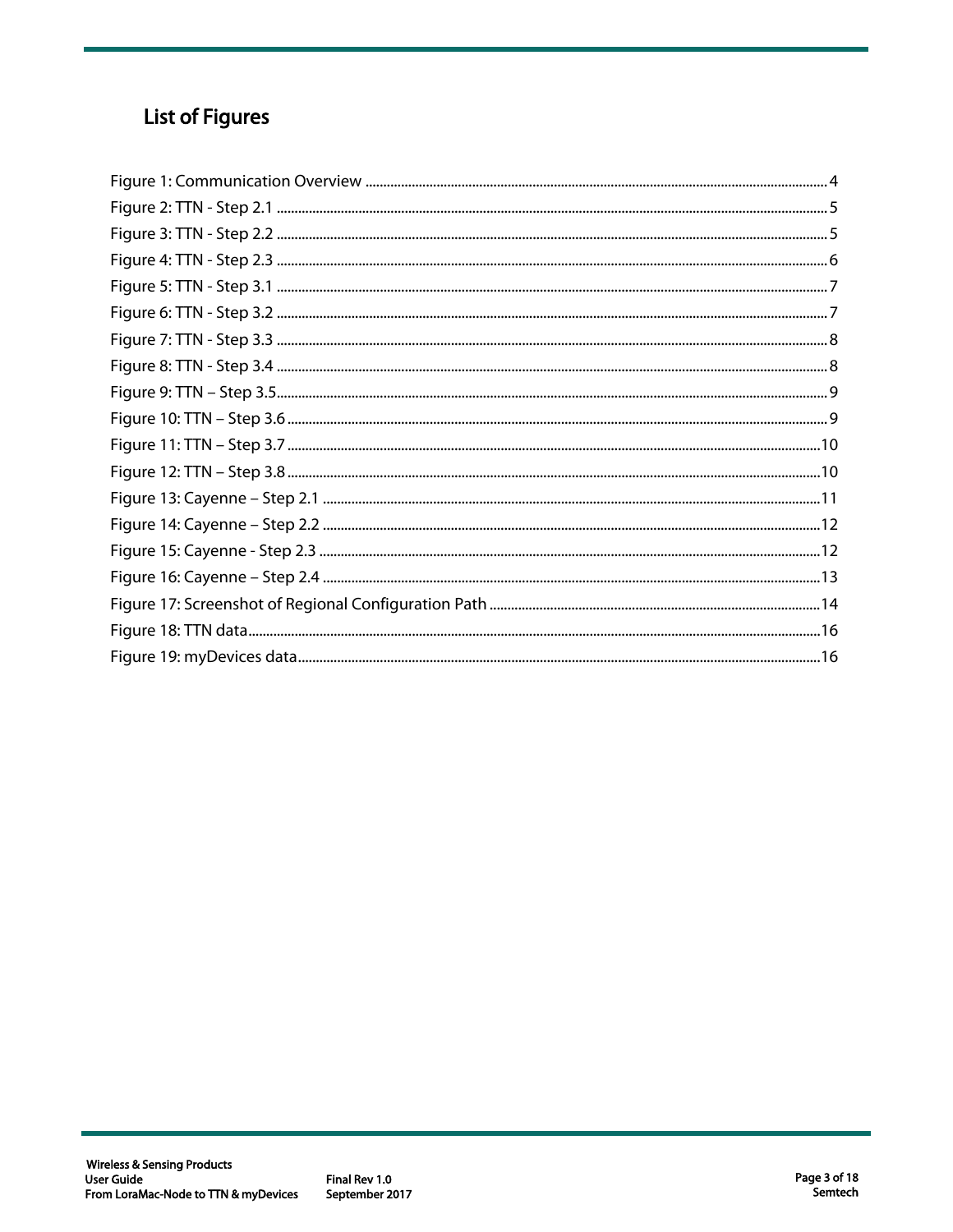## List of Figures

Figure 1: Communication Overview ........ 4
Figure 2: TTN - Step 2.1 ........ 5
Figure 3: TTN - Step 2.2 ........ 5
Figure 4: TTN - Step 2.3 ........ 6
Figure 5: TTN - Step 3.1 ........ 7
Figure 6: TTN - Step 3.2 ........ 7
Figure 7: TTN - Step 3.3 ........ 8
Figure 8: TTN - Step 3.4 ........ 8
Figure 9: TTN – Step 3.5 ........ 9
Figure 10: TTN – Step 3.6 ........ 9
Figure 11: TTN – Step 3.7 ........ 10
Figure 12: TTN – Step 3.8 ........ 10
Figure 13: Cayenne – Step 2.1 ........ 11
Figure 14: Cayenne – Step 2.2 ........ 12
Figure 15: Cayenne - Step 2.3 ........ 12
Figure 16: Cayenne – Step 2.4 ........ 13
Figure 17: Screenshot of Regional Configuration Path ........ 14
Figure 18: TTN data ........ 16
Figure 19: myDevices data ........ 16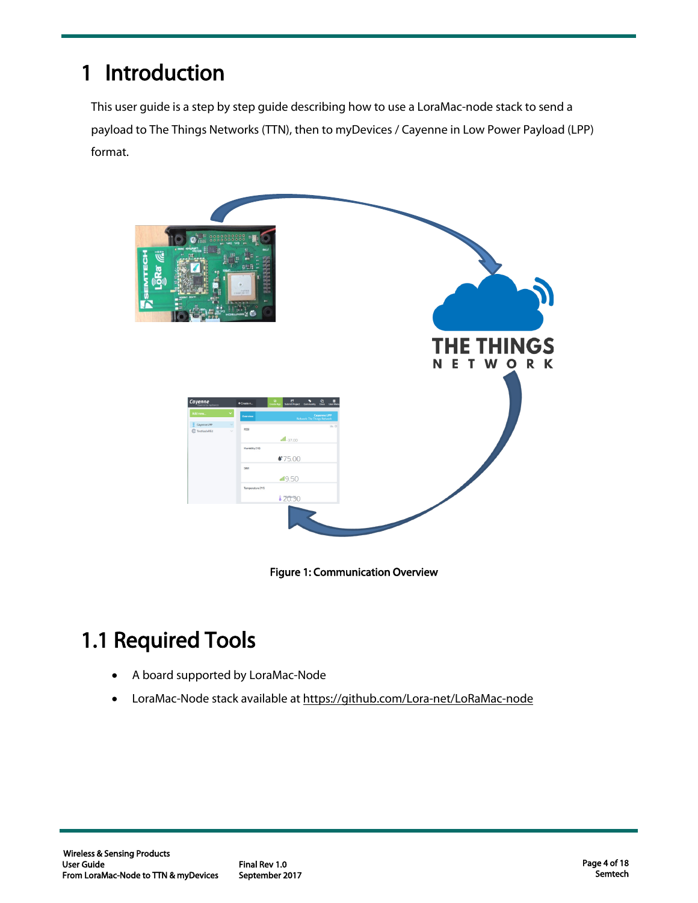# 1 Introduction

This user guide is a step by step guide describing how to use a LoraMac-node stack to send a payload to The Things Networks (TTN), then to myDevices / Cayenne in Low Power Payload (LPP) format.

Figure 1: Communication Overview

## 1.1 Required Tools

- A board supported by LoraMac-Node
- LoraMac-Node stack available at https://github.com/Lora-net/LoRaMac-node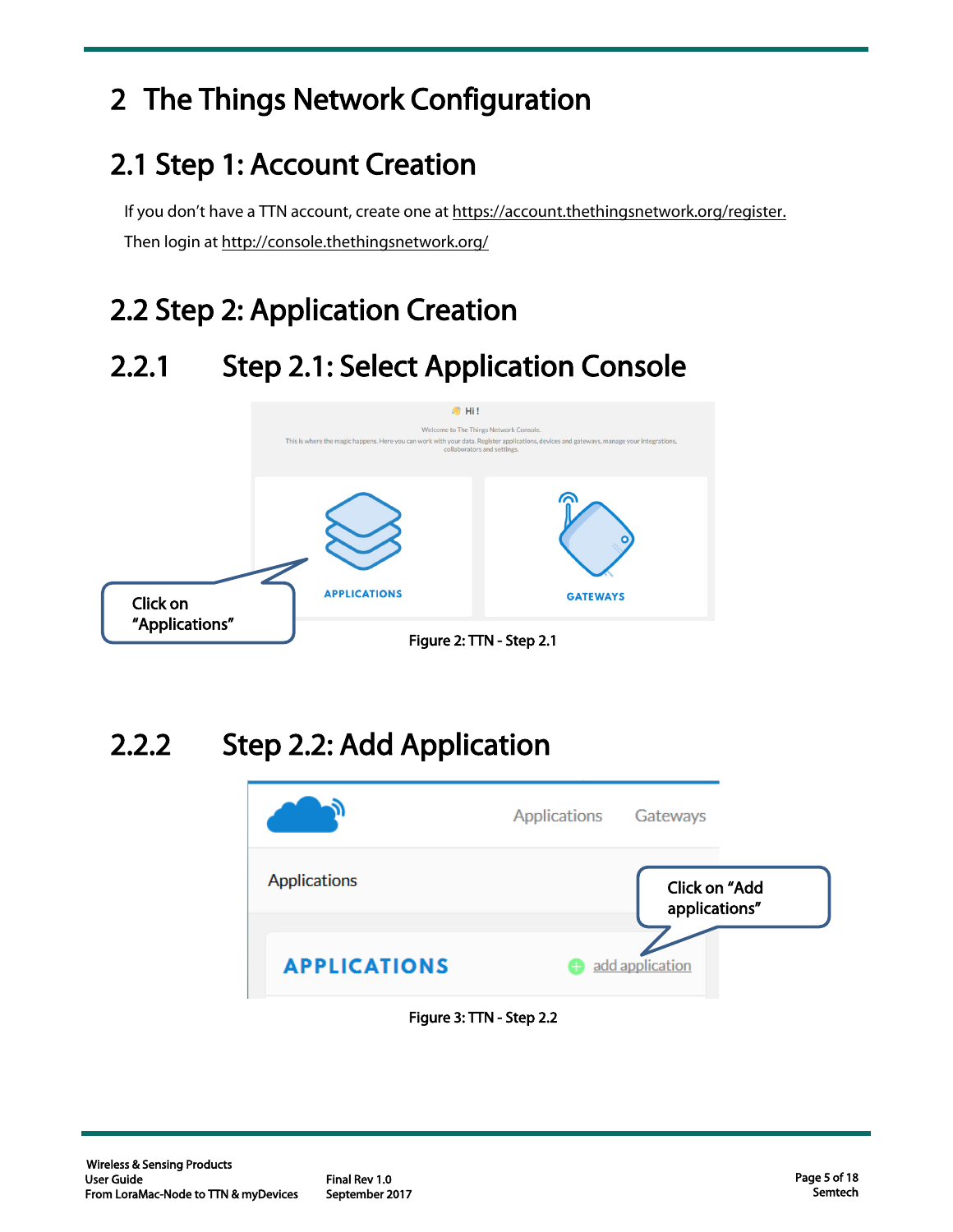# 2 The Things Network Configuration

## 2.1 Step 1: Account Creation

If you don't have a TTN account, create one at https://account.thethingsnetwork.org/register.

Then login at http://console.thethingsnetwork.org/

## 2.2 Step 2: Application Creation

### 2.2.1 Step 2.1: Select Application Console

Figure 2: TTN - Step 2.1

### 2.2.2 Step 2.2: Add Application

Figure 3: TTN - Step 2.2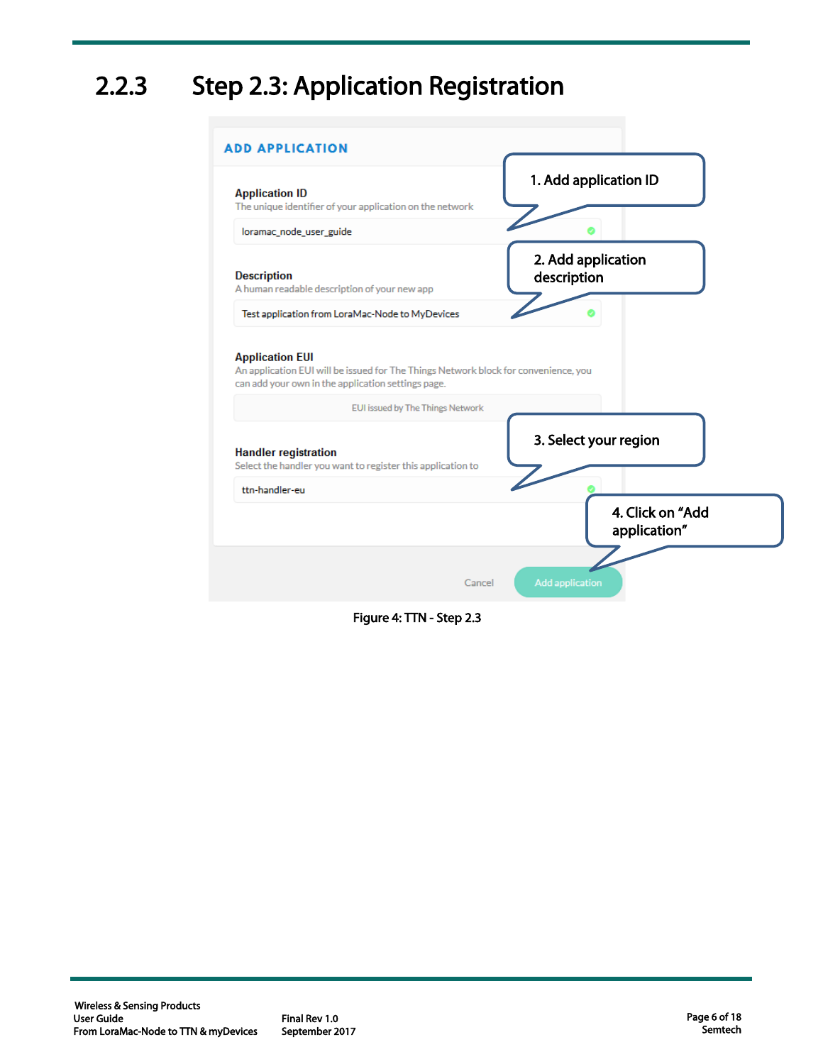### 2.2.3 Step 2.3: Application Registration

ADD APPLICATION

Application ID

The unique identifier of your application on the network

loramac_node_user_guide

1. Add application ID

Description

A human readable description of your new app

Test application from LoraMac-Node to MyDevices

2. Add application description

Application EUI

An application EUI will be issued for The Things Network block for convenience, you can add your own in the application settings page.

EUI issued by The Things Network

Handler registration

Select the handler you want to register this application to

ttn-handler-eu

3. Select your region

4. Click on "Add application"

Cancel

Add application

Figure 4: TTN - Step 2.3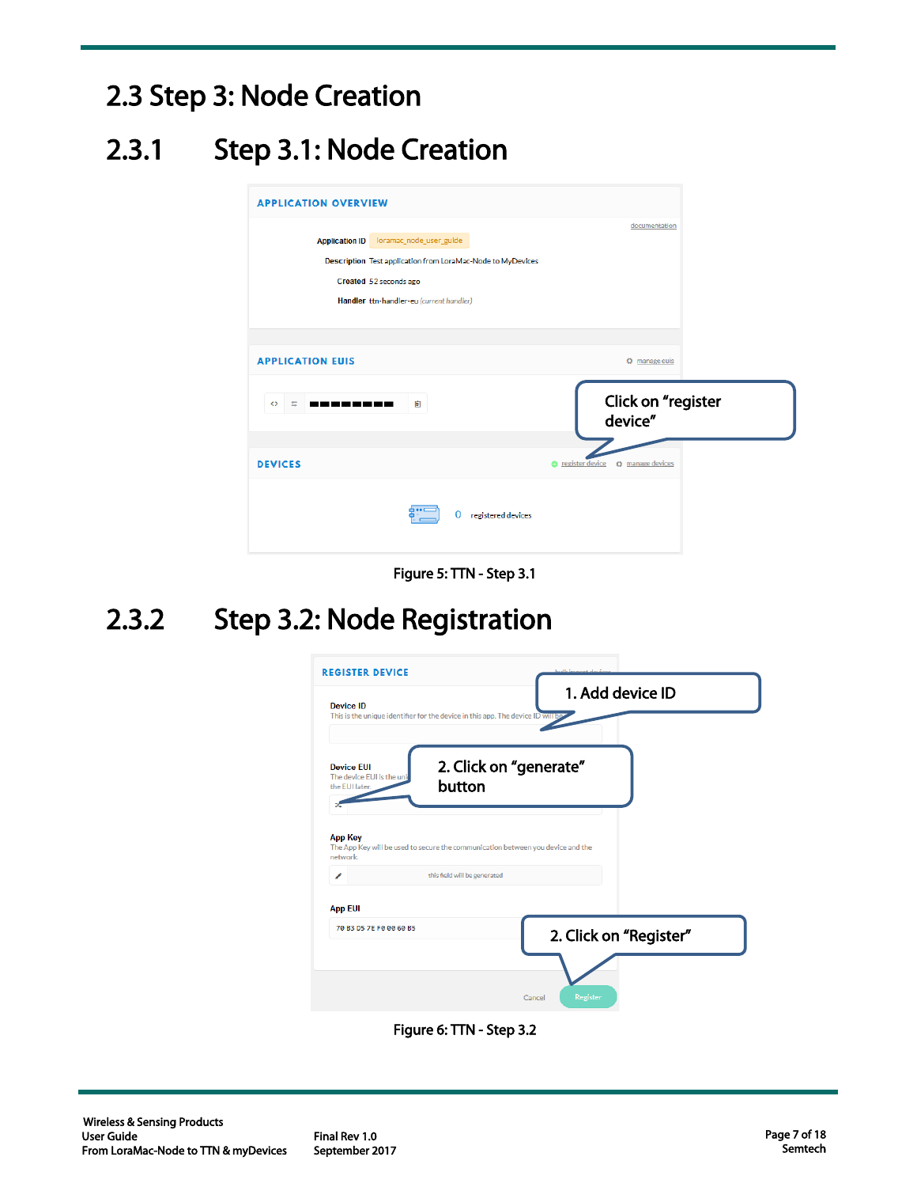## 2.3 Step 3: Node Creation

### 2.3.1 Step 3.1: Node Creation

Figure 5: TTN - Step 3.1

### 2.3.2 Step 3.2: Node Registration

Figure 6: TTN - Step 3.2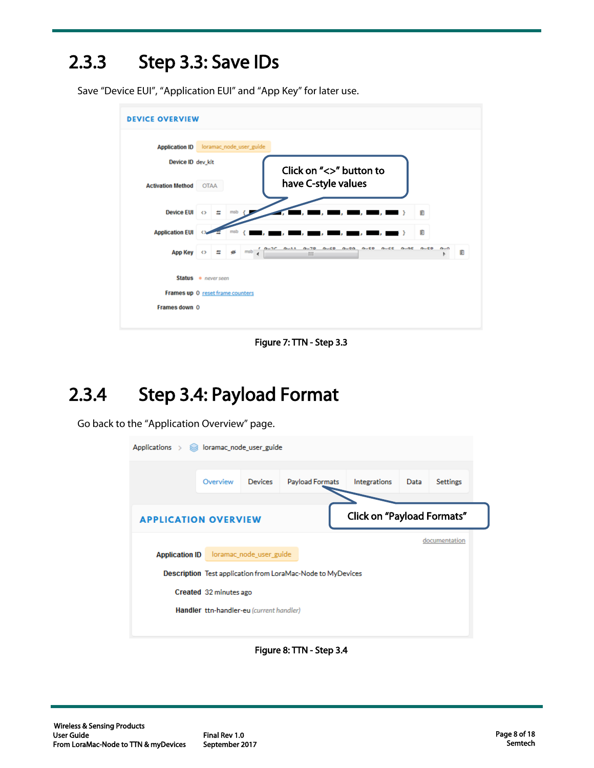### 2.3.3 Step 3.3: Save IDs

Save "Device EUI", "Application EUI" and "App Key" for later use.

Figure 7: TTN - Step 3.3

### 2.3.4 Step 3.4: Payload Format

Go back to the "Application Overview" page.

Figure 8: TTN - Step 3.4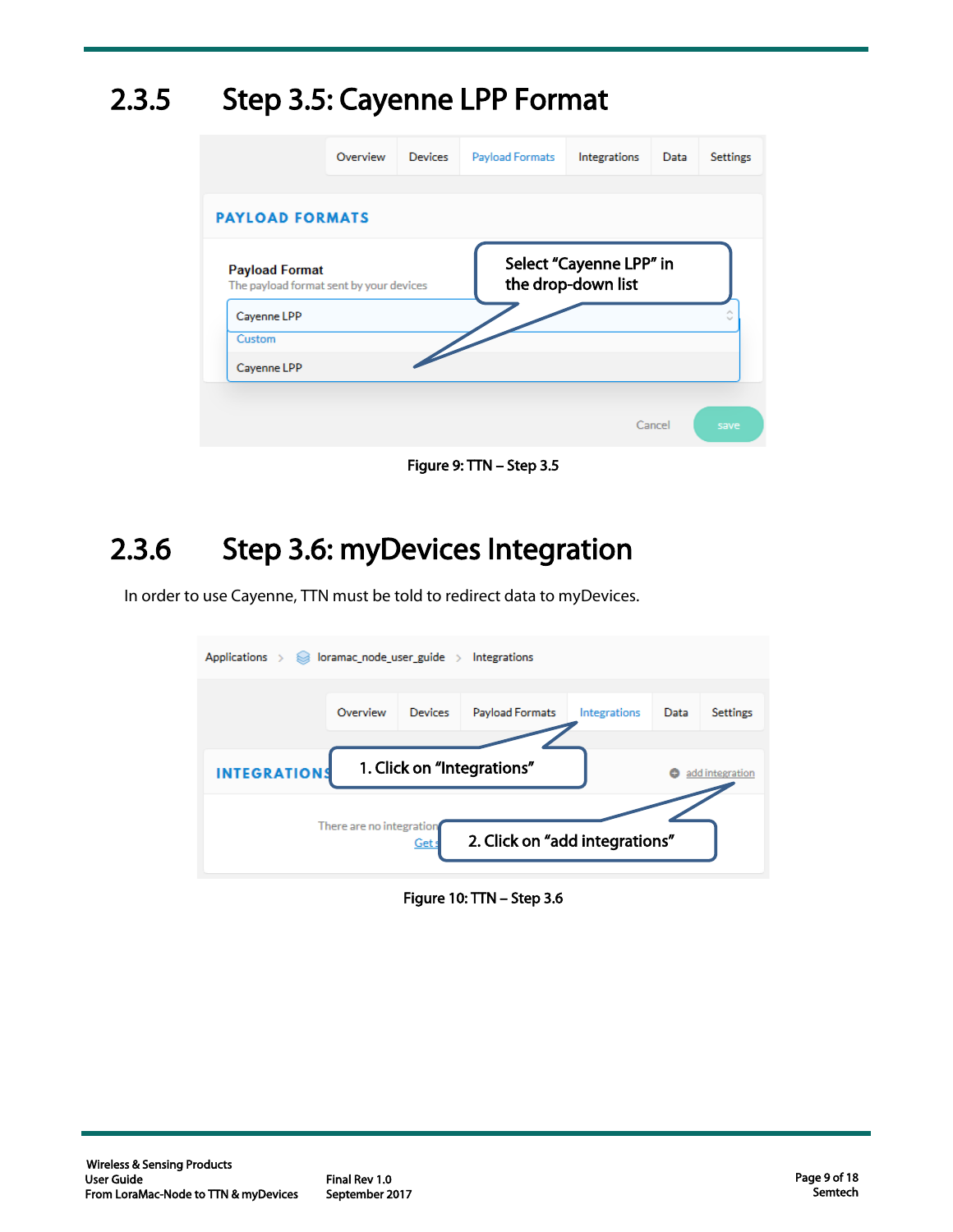## 2.3.5 Step 3.5: Cayenne LPP Format

Figure 9: TTN – Step 3.5

## 2.3.6 Step 3.6: myDevices Integration

In order to use Cayenne, TTN must be told to redirect data to myDevices.

Figure 10: TTN – Step 3.6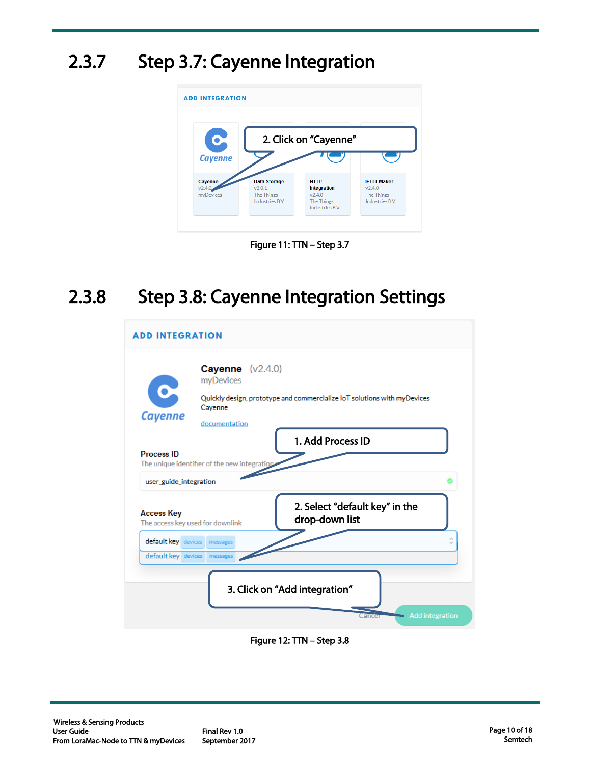## 2.3.7 Step 3.7: Cayenne Integration

Figure 11: TTN – Step 3.7

## 2.3.8 Step 3.8: Cayenne Integration Settings

Figure 12: TTN – Step 3.8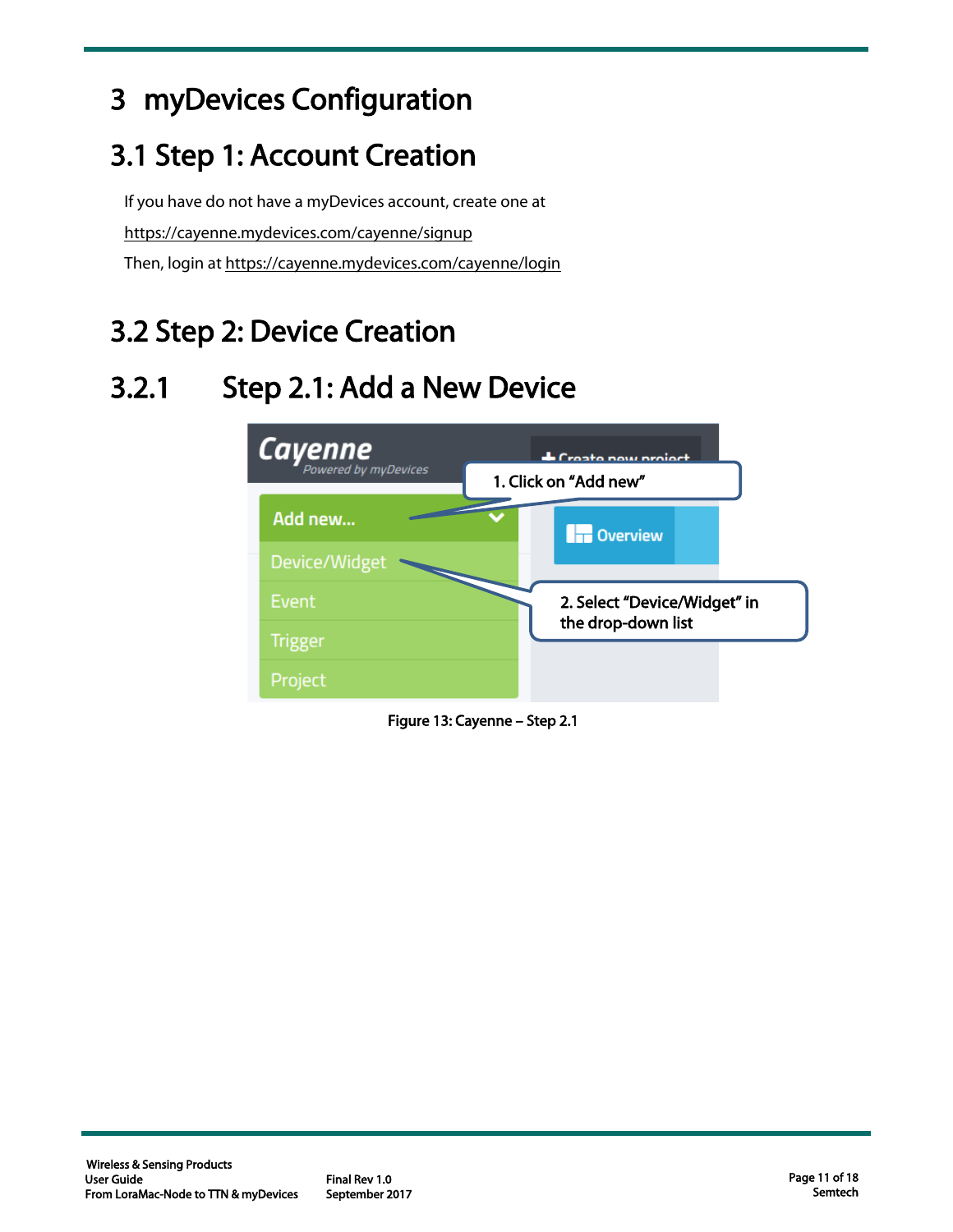# 3 myDevices Configuration

## 3.1 Step 1: Account Creation

If you have do not have a myDevices account, create one at

https://cayenne.mydevices.com/cayenne/signup

Then, login at https://cayenne.mydevices.com/cayenne/login

## 3.2 Step 2: Device Creation

### 3.2.1 Step 2.1: Add a New Device

Figure 13: Cayenne – Step 2.1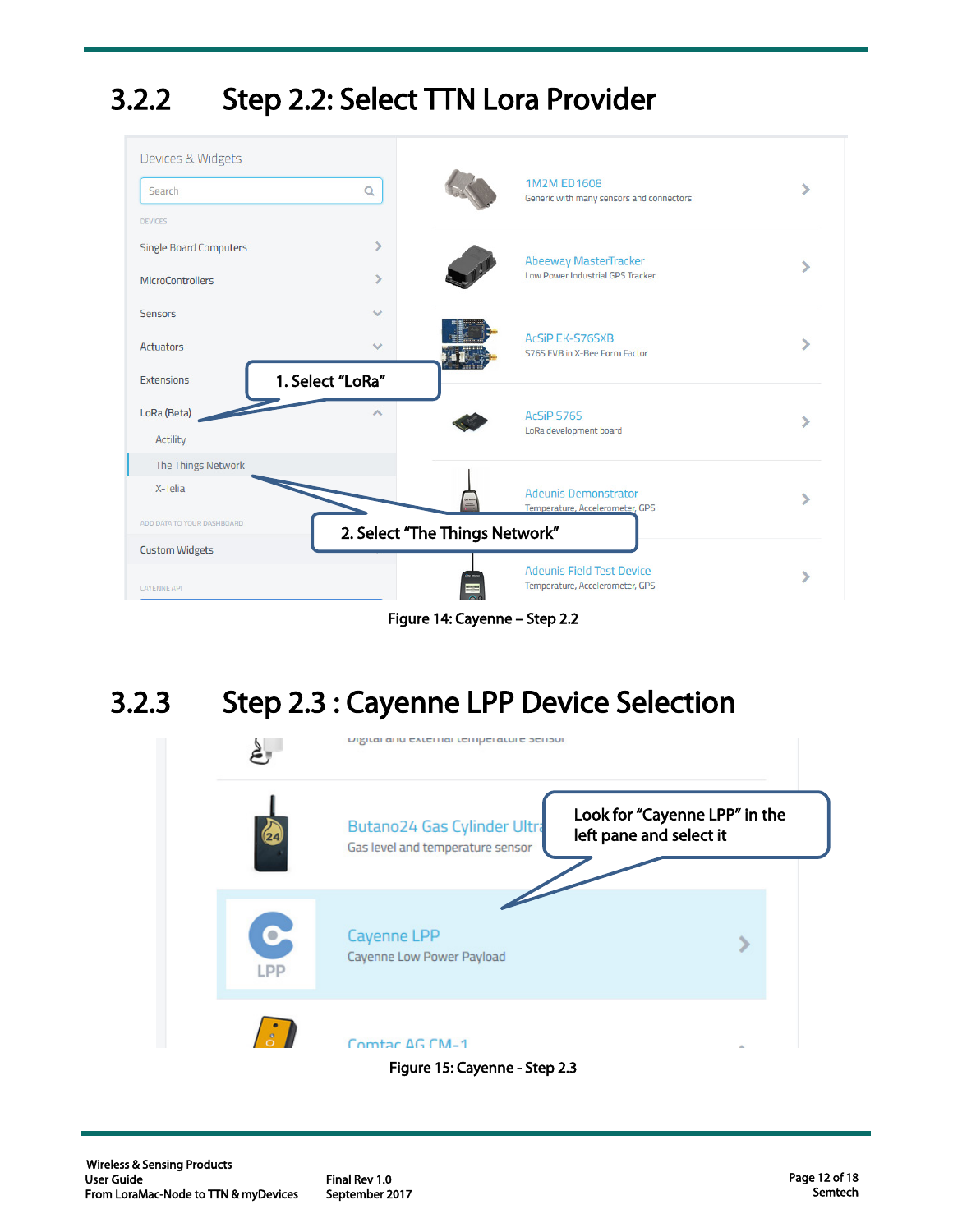### 3.2.2 Step 2.2: Select TTN Lora Provider

Figure 14: Cayenne – Step 2.2

### 3.2.3 Step 2.3 : Cayenne LPP Device Selection

Figure 15: Cayenne - Step 2.3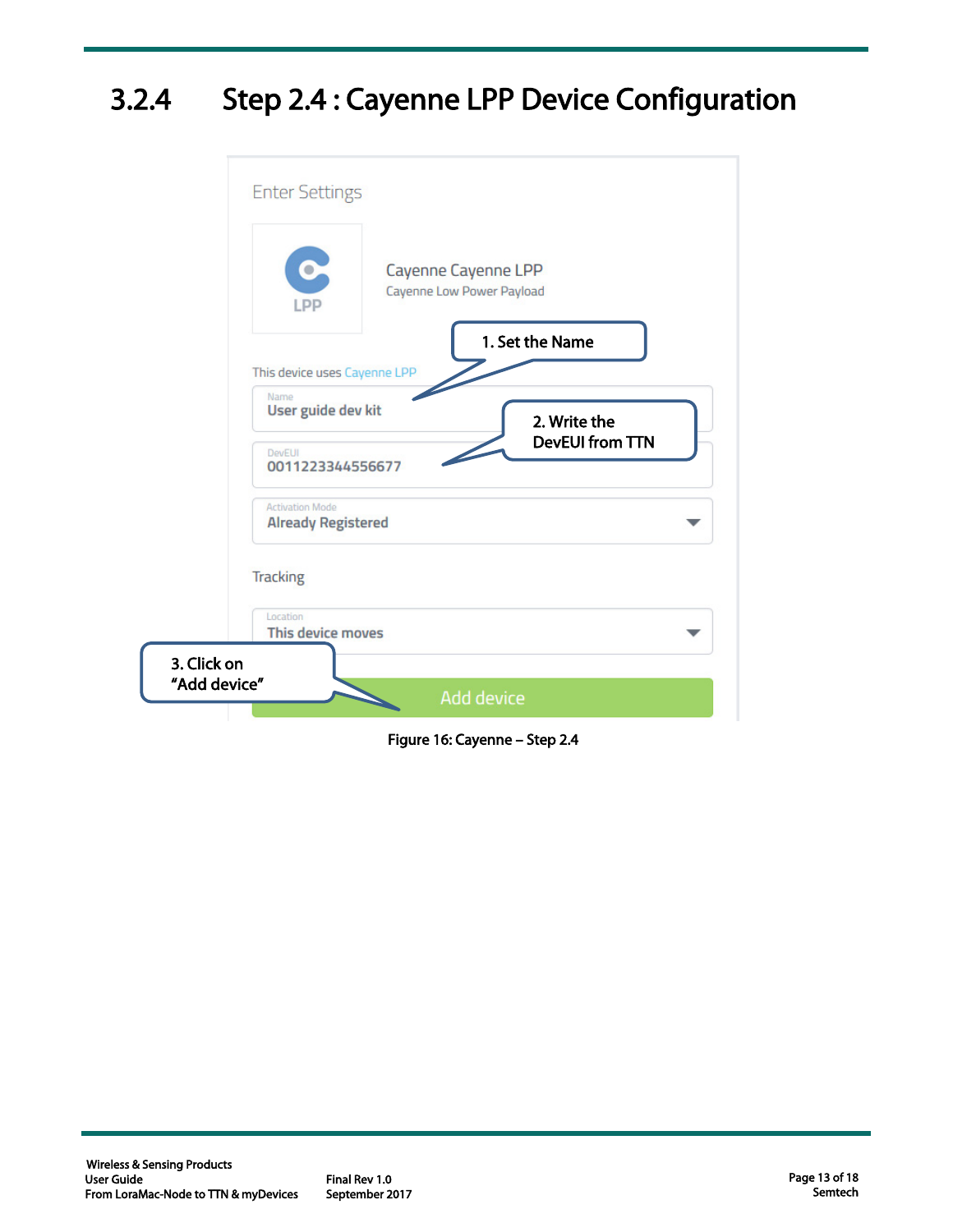### 3.2.4 Step 2.4 : Cayenne LPP Device Configuration

Enter Settings

Cayenne Cayenne LPP

Cayenne Low Power Payload

1. Set the Name

This device uses Cayenne LPP

Name
User guide dev kit

2. Write the DevEUI from TTN

DevEUI
0011223344556677

Activation Mode
Already Registered

Tracking

Location
This device moves

3. Click on "Add device"

Add device

Figure 16: Cayenne – Step 2.4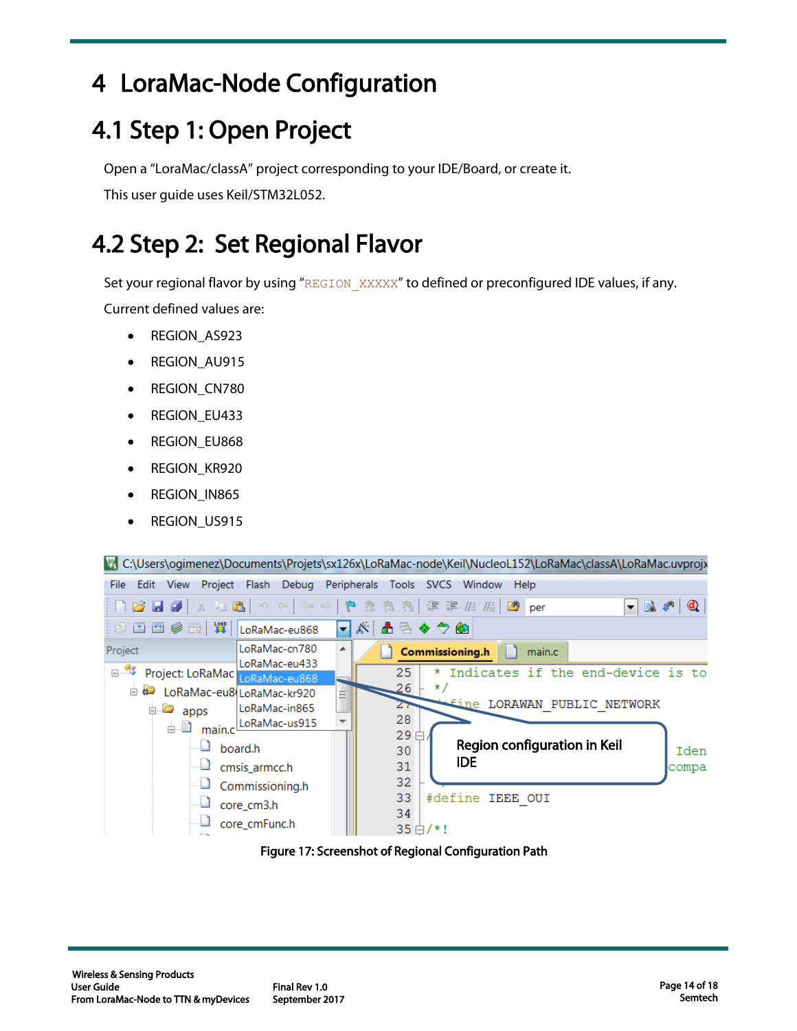# 4 LoraMac-Node Configuration

## 4.1 Step 1: Open Project

Open a "LoraMac/classA" project corresponding to your IDE/Board, or create it.

This user guide uses Keil/STM32L052.

## 4.2 Step 2: Set Regional Flavor

Set your regional flavor by using "`REGION_XXXXX`" to defined or preconfigured IDE values, if any.

Current defined values are:

- REGION_AS923
- REGION_AU915
- REGION_CN780
- REGION_EU433
- REGION_EU868
- REGION_KR920
- REGION_IN865
- REGION_US915

Figure 17: Screenshot of Regional Configuration Path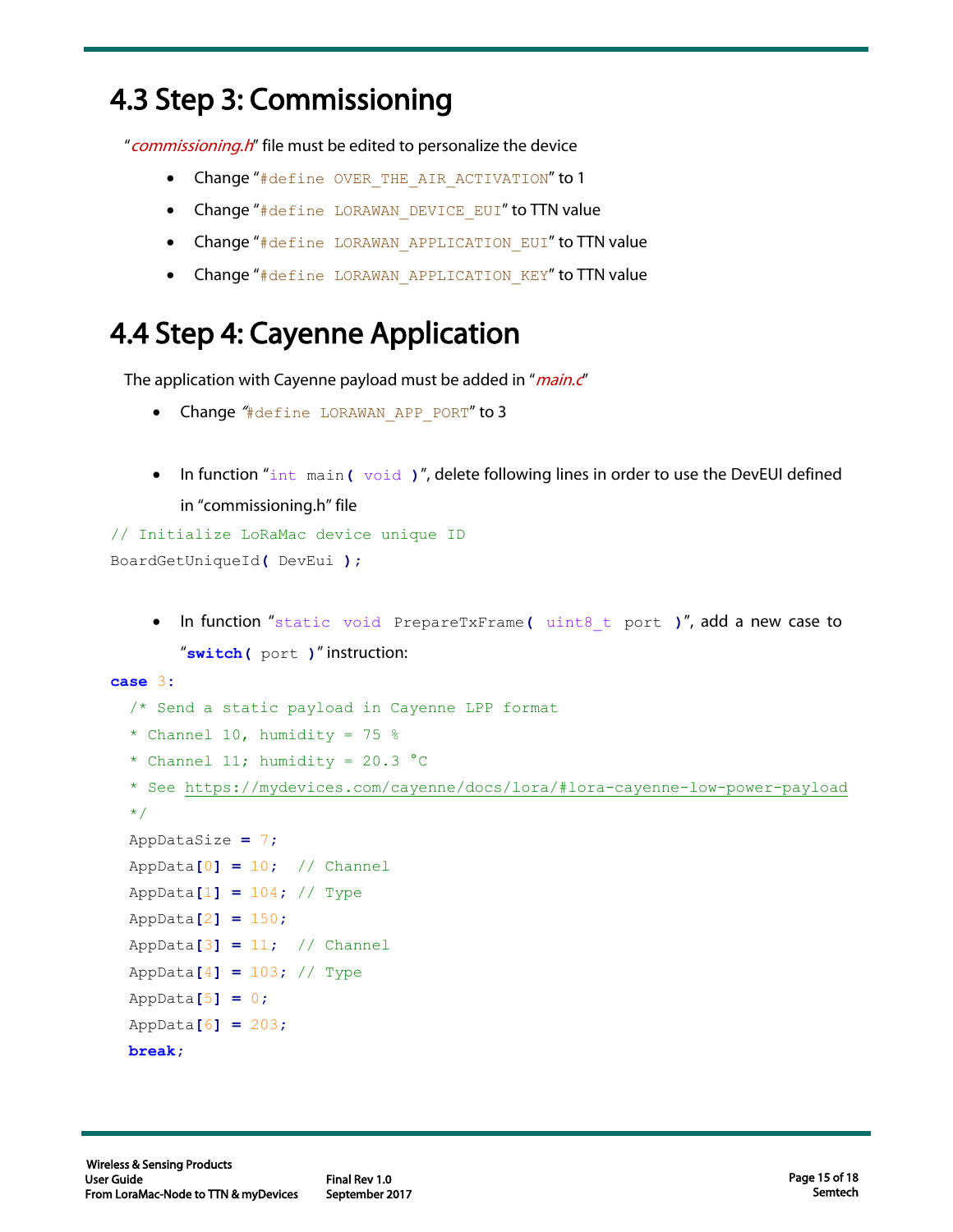## 4.3 Step 3: Commissioning

"*commissioning.h*" file must be edited to personalize the device

- Change "`#define OVER_THE_AIR_ACTIVATION`" to 1
- Change "`#define LORAWAN_DEVICE_EUI`" to TTN value
- Change "`#define LORAWAN_APPLICATION_EUI`" to TTN value
- Change "`#define LORAWAN_APPLICATION_KEY`" to TTN value

## 4.4 Step 4: Cayenne Application

The application with Cayenne payload must be added in "*main.c*"

- Change "`#define LORAWAN_APP_PORT`" to 3

- In function "`int main( void )`", delete following lines in order to use the DevEUI defined in "commissioning.h" file

```
// Initialize LoRaMac device unique ID
BoardGetUniqueId( DevEui );
```

- In function "`static void PrepareTxFrame( uint8_t port )`", add a new case to "`switch( port )`" instruction:

```
case 3:
  /* Send a static payload in Cayenne LPP format
  * Channel 10, humidity = 75 %
  * Channel 11; humidity = 20.3 °C
  * See https://mydevices.com/cayenne/docs/lora/#lora-cayenne-low-power-payload
  */
  AppDataSize = 7;
  AppData[0] = 10;  // Channel
  AppData[1] = 104; // Type
  AppData[2] = 150;
  AppData[3] = 11;  // Channel
  AppData[4] = 103; // Type
  AppData[5] = 0;
  AppData[6] = 203;
  break;
```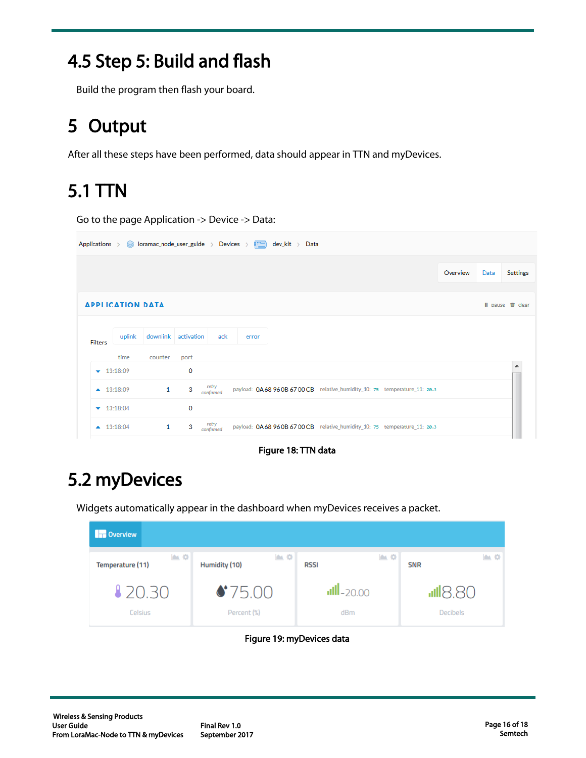## 4.5 Step 5: Build and flash

Build the program then flash your board.

# 5 Output

After all these steps have been performed, data should appear in TTN and myDevices.

## 5.1 TTN

Go to the page Application -> Device -> Data:

Figure 18: TTN data

## 5.2 myDevices

Widgets automatically appear in the dashboard when myDevices receives a packet.

Figure 19: myDevices data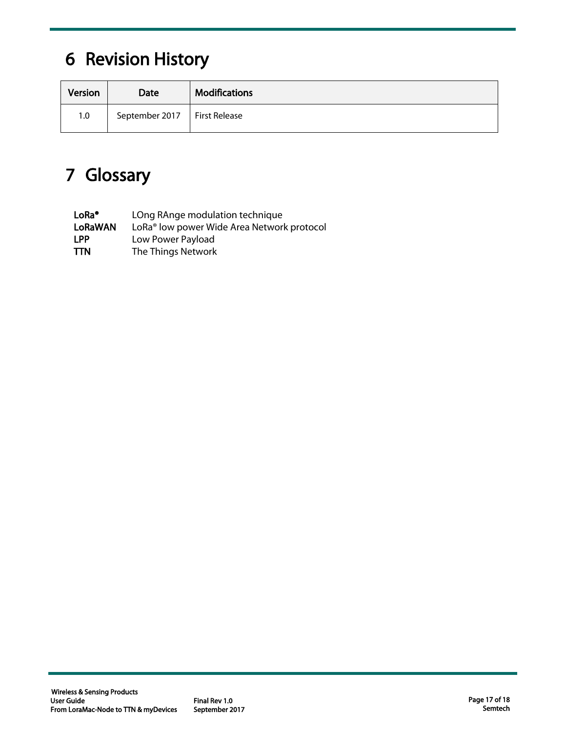# 6 Revision History

| Version | Date | Modifications |
| --- | --- | --- |
| 1.0 | September 2017 | First Release |

# 7 Glossary

| | |
| --- | --- |
| **LoRa®** | LOng RAnge modulation technique |
| **LoRaWAN** | LoRa® low power Wide Area Network protocol |
| **LPP** | Low Power Payload |
| **TTN** | The Things Network |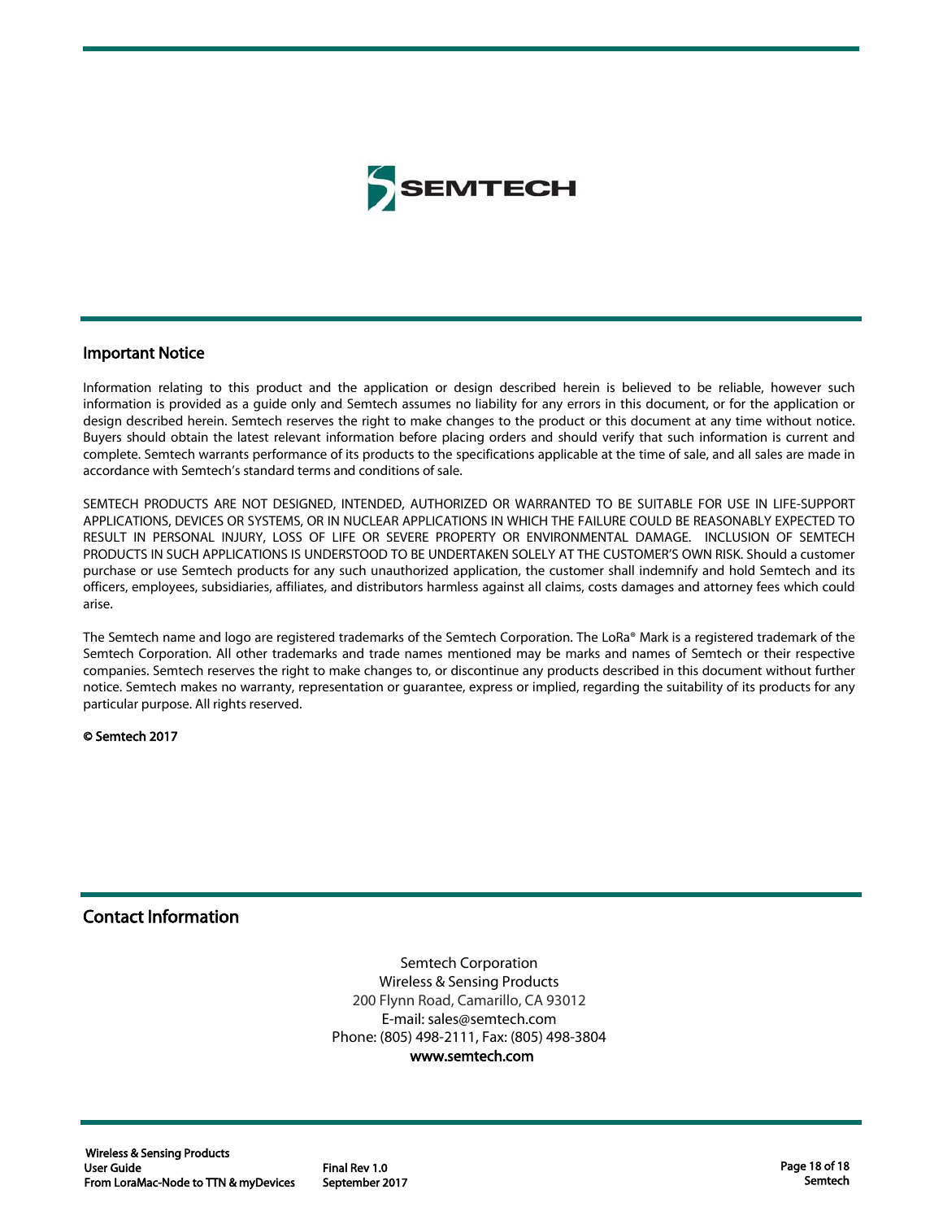## Important Notice

Information relating to this product and the application or design described herein is believed to be reliable, however such information is provided as a guide only and Semtech assumes no liability for any errors in this document, or for the application or design described herein. Semtech reserves the right to make changes to the product or this document at any time without notice. Buyers should obtain the latest relevant information before placing orders and should verify that such information is current and complete. Semtech warrants performance of its products to the specifications applicable at the time of sale, and all sales are made in accordance with Semtech's standard terms and conditions of sale.

SEMTECH PRODUCTS ARE NOT DESIGNED, INTENDED, AUTHORIZED OR WARRANTED TO BE SUITABLE FOR USE IN LIFE-SUPPORT APPLICATIONS, DEVICES OR SYSTEMS, OR IN NUCLEAR APPLICATIONS IN WHICH THE FAILURE COULD BE REASONABLY EXPECTED TO RESULT IN PERSONAL INJURY, LOSS OF LIFE OR SEVERE PROPERTY OR ENVIRONMENTAL DAMAGE. INCLUSION OF SEMTECH PRODUCTS IN SUCH APPLICATIONS IS UNDERSTOOD TO BE UNDERTAKEN SOLELY AT THE CUSTOMER'S OWN RISK. Should a customer purchase or use Semtech products for any such unauthorized application, the customer shall indemnify and hold Semtech and its officers, employees, subsidiaries, affiliates, and distributors harmless against all claims, costs damages and attorney fees which could arise.

The Semtech name and logo are registered trademarks of the Semtech Corporation. The LoRa® Mark is a registered trademark of the Semtech Corporation. All other trademarks and trade names mentioned may be marks and names of Semtech or their respective companies. Semtech reserves the right to make changes to, or discontinue any products described in this document without further notice. Semtech makes no warranty, representation or guarantee, express or implied, regarding the suitability of its products for any particular purpose. All rights reserved.

**© Semtech 2017**

## Contact Information

Semtech Corporation
Wireless & Sensing Products
200 Flynn Road, Camarillo, CA 93012
E-mail: sales@semtech.com
Phone: (805) 498-2111, Fax: (805) 498-3804
**www.semtech.com**